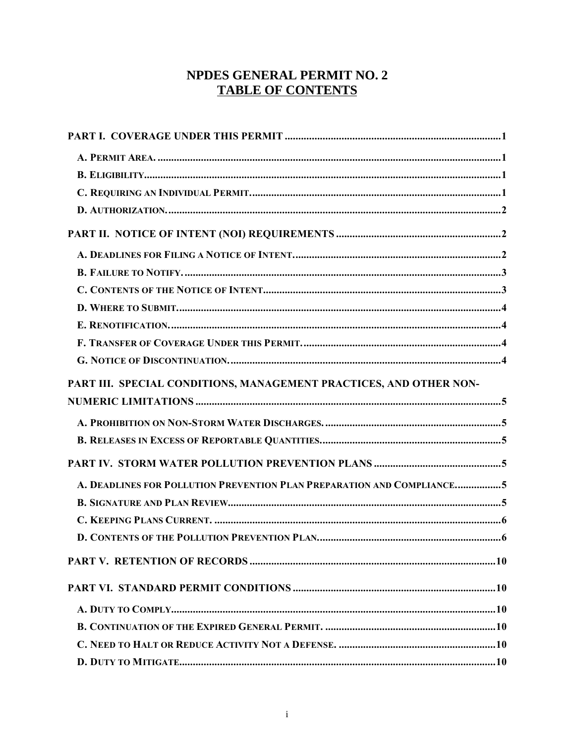# NPDES GENERAL PERMIT NO. 2
## TABLE OF CONTENTS

**PART I. COVERAGE UNDER THIS PERMIT** .......... 1

- **A. Permit Area.** .......... 1
- **B. Eligibility** .......... 1
- **C. Requiring an Individual Permit.** .......... 1
- **D. Authorization.** .......... 2

**PART II. NOTICE OF INTENT (NOI) REQUIREMENTS** .......... 2

- **A. Deadlines for Filing a Notice of Intent.** .......... 2
- **B. Failure to Notify.** .......... 3
- **C. Contents of the Notice of Intent** .......... 3
- **D. Where to Submit.** .......... 4
- **E. Renotification.** .......... 4
- **F. Transfer of Coverage Under this Permit.** .......... 4
- **G. Notice of Discontinuation.** .......... 4

**PART III. SPECIAL CONDITIONS, MANAGEMENT PRACTICES, AND OTHER NON-NUMERIC LIMITATIONS** .......... 5

- **A. Prohibition on Non-Storm Water Discharges.** .......... 5
- **B. Releases in Excess of Reportable Quantities.** .......... 5

**PART IV. STORM WATER POLLUTION PREVENTION PLANS** .......... 5

- **A. Deadlines for Pollution Prevention Plan Preparation and Compliance.** .......... 5
- **B. Signature and Plan Review** .......... 5
- **C. Keeping Plans Current.** .......... 6
- **D. Contents of the Pollution Prevention Plan.** .......... 6

**PART V. RETENTION OF RECORDS** .......... 10

**PART VI. STANDARD PERMIT CONDITIONS** .......... 10

- **A. Duty to Comply** .......... 10
- **B. Continuation of the Expired General Permit.** .......... 10
- **C. Need to Halt or Reduce Activity Not a Defense.** .......... 10
- **D. Duty to Mitigate** .......... 10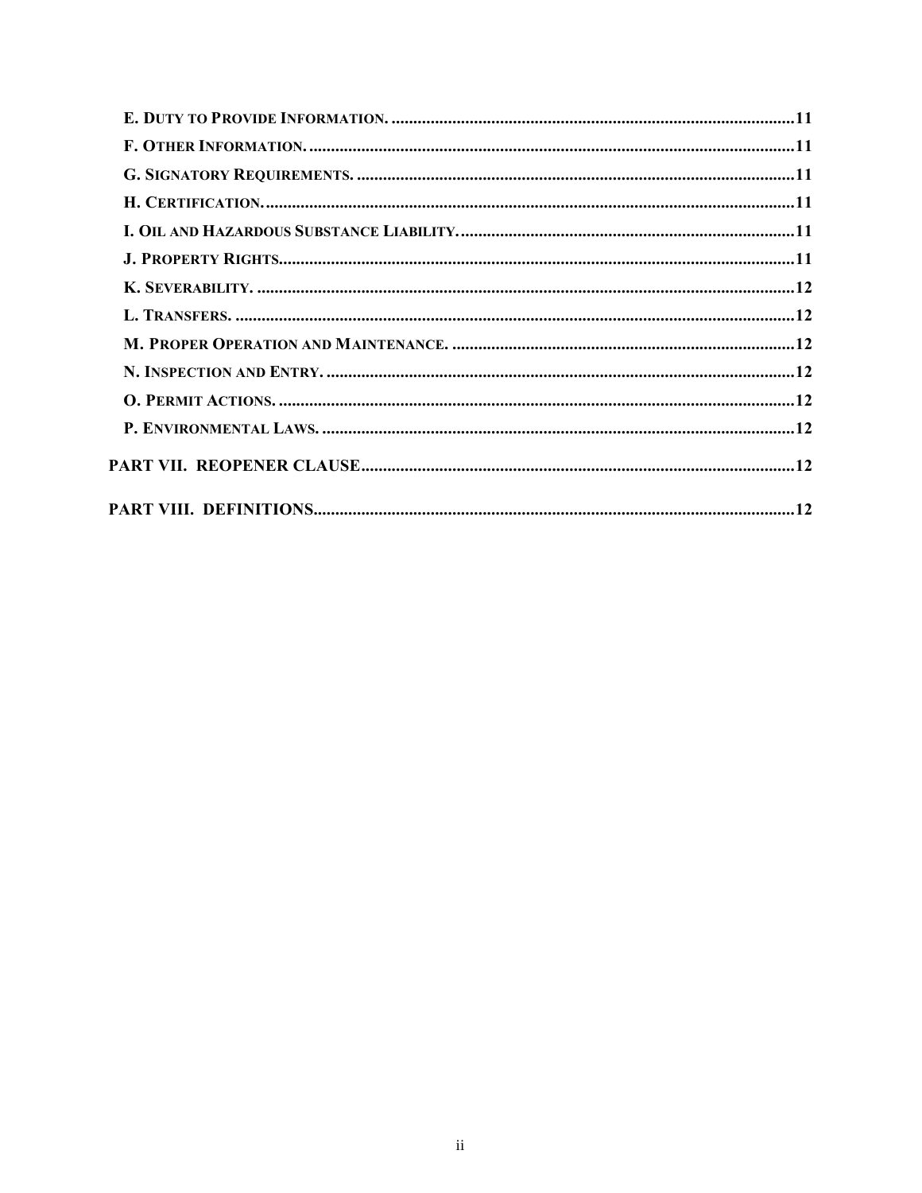**E. Duty to Provide Information.** ....................................................................................... 11

**F. Other Information.** ...................................................................................................... 11

**G. Signatory Requirements.** ............................................................................................ 11

**H. Certification.** ............................................................................................................. 11

**I. Oil and Hazardous Substance Liability.** ...................................................................... 11

**J. Property Rights** ........................................................................................................... 11

**K. Severability.** ............................................................................................................... 12

**L. Transfers.** .................................................................................................................... 12

**M. Proper Operation and Maintenance.** ........................................................................ 12

**N. Inspection and Entry.** ................................................................................................. 12

**O. Permit Actions.** ........................................................................................................... 12

**P. Environmental Laws.** .................................................................................................. 12

**PART VII. REOPENER CLAUSE** ..................................................................................... 12

**PART VIII. DEFINITIONS** ................................................................................................ 12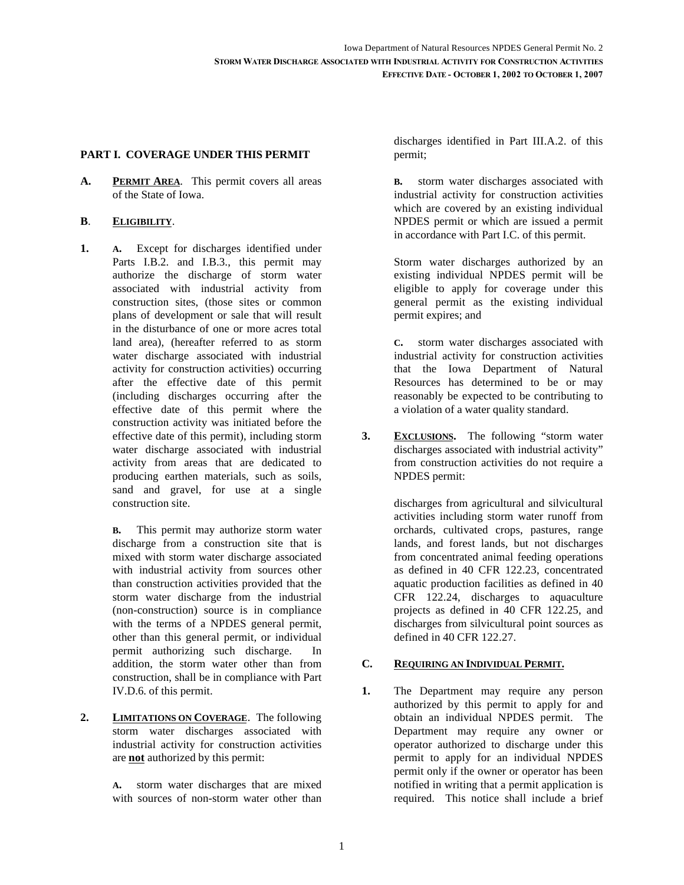## PART I. COVERAGE UNDER THIS PERMIT

**A.** **PERMIT AREA**. This permit covers all areas of the State of Iowa.

**B**. **ELIGIBILITY**.

**1.** **A.** Except for discharges identified under Parts I.B.2. and I.B.3., this permit may authorize the discharge of storm water associated with industrial activity from construction sites, (those sites or common plans of development or sale that will result in the disturbance of one or more acres total land area), (hereafter referred to as storm water discharge associated with industrial activity for construction activities) occurring after the effective date of this permit (including discharges occurring after the effective date of this permit where the construction activity was initiated before the effective date of this permit), including storm water discharge associated with industrial activity from areas that are dedicated to producing earthen materials, such as soils, sand and gravel, for use at a single construction site.

**B.** This permit may authorize storm water discharge from a construction site that is mixed with storm water discharge associated with industrial activity from sources other than construction activities provided that the storm water discharge from the industrial (non-construction) source is in compliance with the terms of a NPDES general permit, other than this general permit, or individual permit authorizing such discharge. In addition, the storm water other than from construction, shall be in compliance with Part IV.D.6. of this permit.

**2.** **LIMITATIONS ON COVERAGE**. The following storm water discharges associated with industrial activity for construction activities are **not** authorized by this permit:

**A.** storm water discharges that are mixed with sources of non-storm water other than discharges identified in Part III.A.2. of this permit;

**B.** storm water discharges associated with industrial activity for construction activities which are covered by an existing individual NPDES permit or which are issued a permit in accordance with Part I.C. of this permit.

Storm water discharges authorized by an existing individual NPDES permit will be eligible to apply for coverage under this general permit as the existing individual permit expires; and

**C.** storm water discharges associated with industrial activity for construction activities that the Iowa Department of Natural Resources has determined to be or may reasonably be expected to be contributing to a violation of a water quality standard.

**3.** **EXCLUSIONS.** The following "storm water discharges associated with industrial activity" from construction activities do not require a NPDES permit:

discharges from agricultural and silvicultural activities including storm water runoff from orchards, cultivated crops, pastures, range lands, and forest lands, but not discharges from concentrated animal feeding operations as defined in 40 CFR 122.23, concentrated aquatic production facilities as defined in 40 CFR 122.24, discharges to aquaculture projects as defined in 40 CFR 122.25, and discharges from silvicultural point sources as defined in 40 CFR 122.27.

**C.** **REQUIRING AN INDIVIDUAL PERMIT.**

**1.** The Department may require any person authorized by this permit to apply for and obtain an individual NPDES permit. The Department may require any owner or operator authorized to discharge under this permit to apply for an individual NPDES permit only if the owner or operator has been notified in writing that a permit application is required. This notice shall include a brief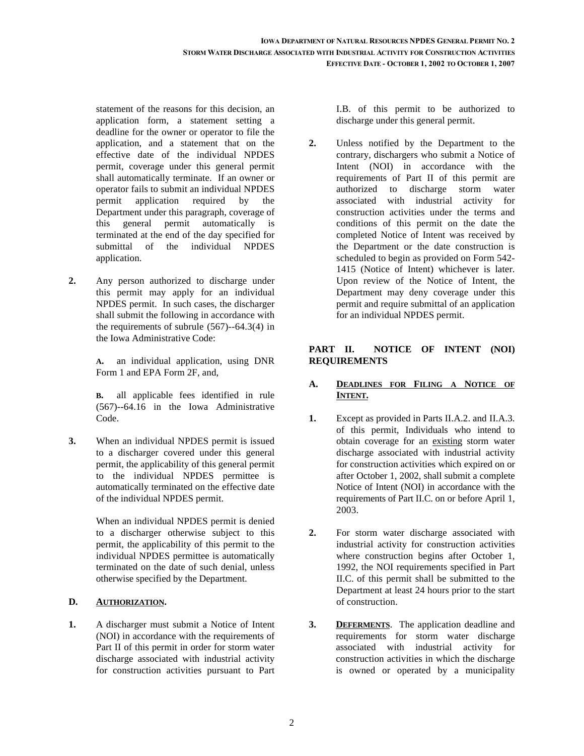statement of the reasons for this decision, an application form, a statement setting a deadline for the owner or operator to file the application, and a statement that on the effective date of the individual NPDES permit, coverage under this general permit shall automatically terminate. If an owner or operator fails to submit an individual NPDES permit application required by the Department under this paragraph, coverage of this general permit automatically is terminated at the end of the day specified for submittal of the individual NPDES application.

**2.** Any person authorized to discharge under this permit may apply for an individual NPDES permit. In such cases, the discharger shall submit the following in accordance with the requirements of subrule (567)--64.3(4) in the Iowa Administrative Code:

**A.** an individual application, using DNR Form 1 and EPA Form 2F, and,

**B.** all applicable fees identified in rule (567)--64.16 in the Iowa Administrative Code.

**3.** When an individual NPDES permit is issued to a discharger covered under this general permit, the applicability of this general permit to the individual NPDES permittee is automatically terminated on the effective date of the individual NPDES permit.

When an individual NPDES permit is denied to a discharger otherwise subject to this permit, the applicability of this permit to the individual NPDES permittee is automatically terminated on the date of such denial, unless otherwise specified by the Department.

### D. <u>AUTHORIZATION</u>.

**1.** A discharger must submit a Notice of Intent (NOI) in accordance with the requirements of Part II of this permit in order for storm water discharge associated with industrial activity for construction activities pursuant to Part I.B. of this permit to be authorized to discharge under this general permit.

**2.** Unless notified by the Department to the contrary, dischargers who submit a Notice of Intent (NOI) in accordance with the requirements of Part II of this permit are authorized to discharge storm water associated with industrial activity for construction activities under the terms and conditions of this permit on the date the completed Notice of Intent was received by the Department or the date construction is scheduled to begin as provided on Form 542-1415 (Notice of Intent) whichever is later. Upon review of the Notice of Intent, the Department may deny coverage under this permit and require submittal of an application for an individual NPDES permit.

## PART II. NOTICE OF INTENT (NOI) REQUIREMENTS

### A. <u>DEADLINES FOR FILING A NOTICE OF INTENT</u>.

**1.** Except as provided in Parts II.A.2. and II.A.3. of this permit, Individuals who intend to obtain coverage for an <u>existing</u> storm water discharge associated with industrial activity for construction activities which expired on or after October 1, 2002, shall submit a complete Notice of Intent (NOI) in accordance with the requirements of Part II.C. on or before April 1, 2003.

**2.** For storm water discharge associated with industrial activity for construction activities where construction begins after October 1, 1992, the NOI requirements specified in Part II.C. of this permit shall be submitted to the Department at least 24 hours prior to the start of construction.

**3.** **<u>DEFERMENTS</u>**. The application deadline and requirements for storm water discharge associated with industrial activity for construction activities in which the discharge is owned or operated by a municipality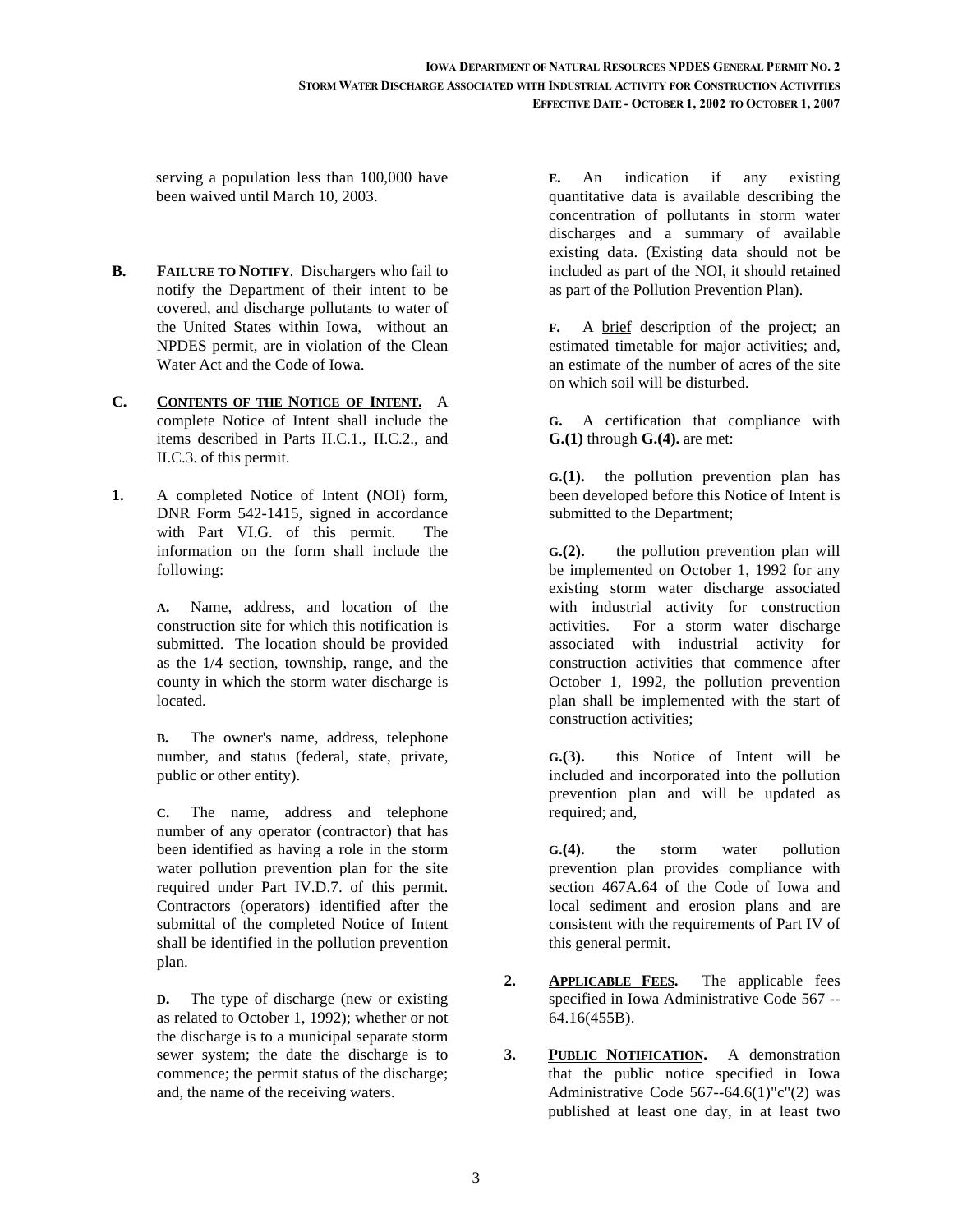serving a population less than 100,000 have been waived until March 10, 2003.

**B.** **<u>FAILURE TO NOTIFY</u>**. Dischargers who fail to notify the Department of their intent to be covered, and discharge pollutants to water of the United States within Iowa, without an NPDES permit, are in violation of the Clean Water Act and the Code of Iowa.

**C.** **<u>CONTENTS OF THE NOTICE OF INTENT.</u>** A complete Notice of Intent shall include the items described in Parts II.C.1., II.C.2., and II.C.3. of this permit.

**1.** A completed Notice of Intent (NOI) form, DNR Form 542-1415, signed in accordance with Part VI.G. of this permit. The information on the form shall include the following:

**A.** Name, address, and location of the construction site for which this notification is submitted. The location should be provided as the 1/4 section, township, range, and the county in which the storm water discharge is located.

**B.** The owner's name, address, telephone number, and status (federal, state, private, public or other entity).

**C.** The name, address and telephone number of any operator (contractor) that has been identified as having a role in the storm water pollution prevention plan for the site required under Part IV.D.7. of this permit. Contractors (operators) identified after the submittal of the completed Notice of Intent shall be identified in the pollution prevention plan.

**D.** The type of discharge (new or existing as related to October 1, 1992); whether or not the discharge is to a municipal separate storm sewer system; the date the discharge is to commence; the permit status of the discharge; and, the name of the receiving waters.

**E.** An indication if any existing quantitative data is available describing the concentration of pollutants in storm water discharges and a summary of available existing data. (Existing data should not be included as part of the NOI, it should retained as part of the Pollution Prevention Plan).

**F.** A <u>brief</u> description of the project; an estimated timetable for major activities; and, an estimate of the number of acres of the site on which soil will be disturbed.

**G.** A certification that compliance with **G.(1)** through **G.(4).** are met:

**G.(1).** the pollution prevention plan has been developed before this Notice of Intent is submitted to the Department;

**G.(2).** the pollution prevention plan will be implemented on October 1, 1992 for any existing storm water discharge associated with industrial activity for construction activities. For a storm water discharge associated with industrial activity for construction activities that commence after October 1, 1992, the pollution prevention plan shall be implemented with the start of construction activities;

**G.(3).** this Notice of Intent will be included and incorporated into the pollution prevention plan and will be updated as required; and,

**G.(4).** the storm water pollution prevention plan provides compliance with section 467A.64 of the Code of Iowa and local sediment and erosion plans and are consistent with the requirements of Part IV of this general permit.

**2.** **<u>APPLICABLE FEES</u>.** The applicable fees specified in Iowa Administrative Code 567 -- 64.16(455B).

**3.** **<u>PUBLIC NOTIFICATION</u>.** A demonstration that the public notice specified in Iowa Administrative Code 567--64.6(1)"c"(2) was published at least one day, in at least two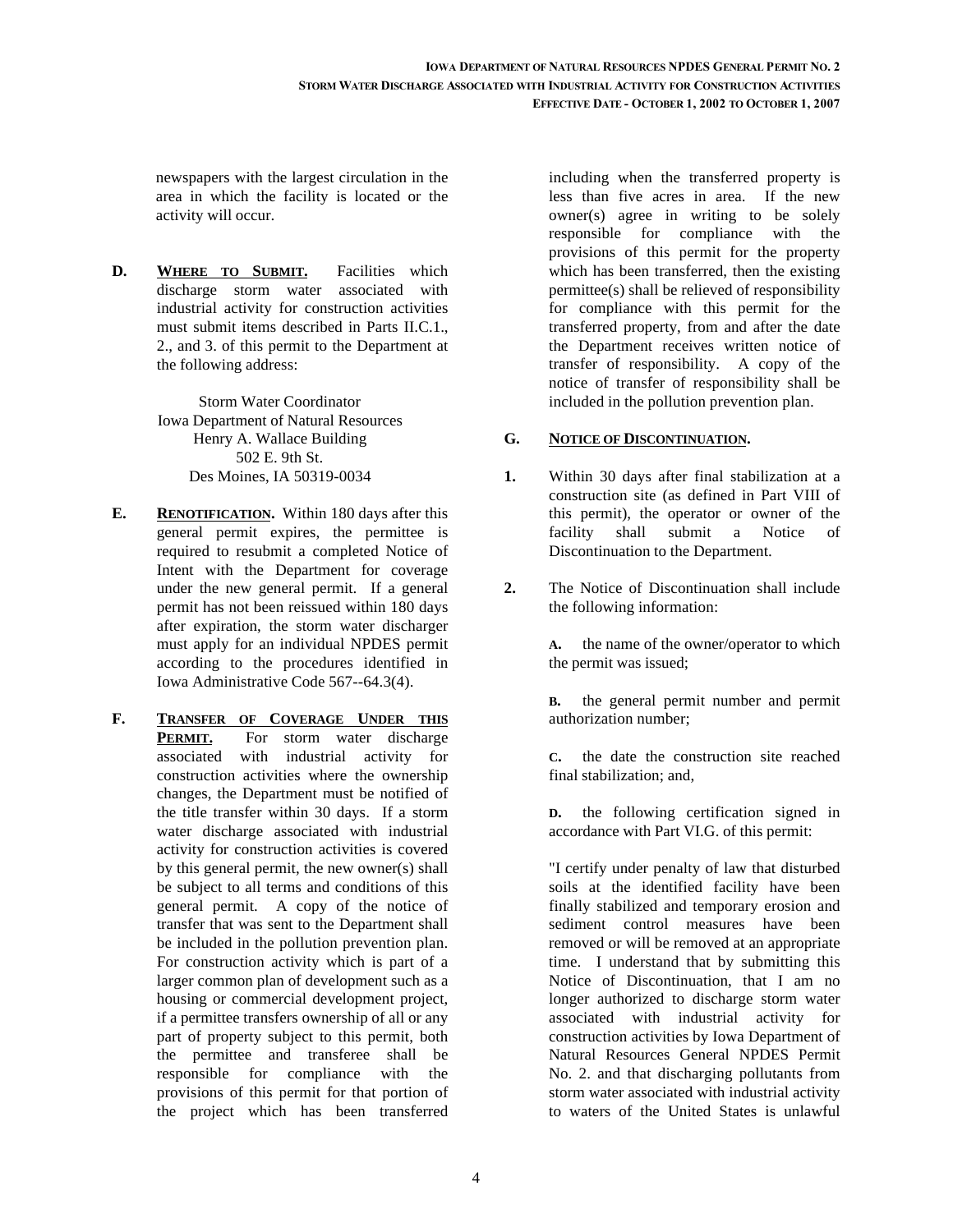newspapers with the largest circulation in the area in which the facility is located or the activity will occur.

**D.** **<u>WHERE TO SUBMIT.</u>** Facilities which discharge storm water associated with industrial activity for construction activities must submit items described in Parts II.C.1., 2., and 3. of this permit to the Department at the following address:

Storm Water Coordinator
Iowa Department of Natural Resources
Henry A. Wallace Building
502 E. 9th St.
Des Moines, IA 50319-0034

**E.** **<u>RENOTIFICATION</u>.** Within 180 days after this general permit expires, the permittee is required to resubmit a completed Notice of Intent with the Department for coverage under the new general permit. If a general permit has not been reissued within 180 days after expiration, the storm water discharger must apply for an individual NPDES permit according to the procedures identified in Iowa Administrative Code 567--64.3(4).

**F.** **<u>TRANSFER OF COVERAGE UNDER THIS PERMIT.</u>** For storm water discharge associated with industrial activity for construction activities where the ownership changes, the Department must be notified of the title transfer within 30 days. If a storm water discharge associated with industrial activity for construction activities is covered by this general permit, the new owner(s) shall be subject to all terms and conditions of this general permit. A copy of the notice of transfer that was sent to the Department shall be included in the pollution prevention plan. For construction activity which is part of a larger common plan of development such as a housing or commercial development project, if a permittee transfers ownership of all or any part of property subject to this permit, both the permittee and transferee shall be responsible for compliance with the provisions of this permit for that portion of the project which has been transferred including when the transferred property is less than five acres in area. If the new owner(s) agree in writing to be solely responsible for compliance with the provisions of this permit for the property which has been transferred, then the existing permittee(s) shall be relieved of responsibility for compliance with this permit for the transferred property, from and after the date the Department receives written notice of transfer of responsibility. A copy of the notice of transfer of responsibility shall be included in the pollution prevention plan.

**G.** **<u>NOTICE OF DISCONTINUATION</u>.**

**1.** Within 30 days after final stabilization at a construction site (as defined in Part VIII of this permit), the operator or owner of the facility shall submit a Notice of Discontinuation to the Department.

**2.** The Notice of Discontinuation shall include the following information:

**A.** the name of the owner/operator to which the permit was issued;

**B.** the general permit number and permit authorization number;

**C.** the date the construction site reached final stabilization; and,

**D.** the following certification signed in accordance with Part VI.G. of this permit:

"I certify under penalty of law that disturbed soils at the identified facility have been finally stabilized and temporary erosion and sediment control measures have been removed or will be removed at an appropriate time. I understand that by submitting this Notice of Discontinuation, that I am no longer authorized to discharge storm water associated with industrial activity for construction activities by Iowa Department of Natural Resources General NPDES Permit No. 2. and that discharging pollutants from storm water associated with industrial activity to waters of the United States is unlawful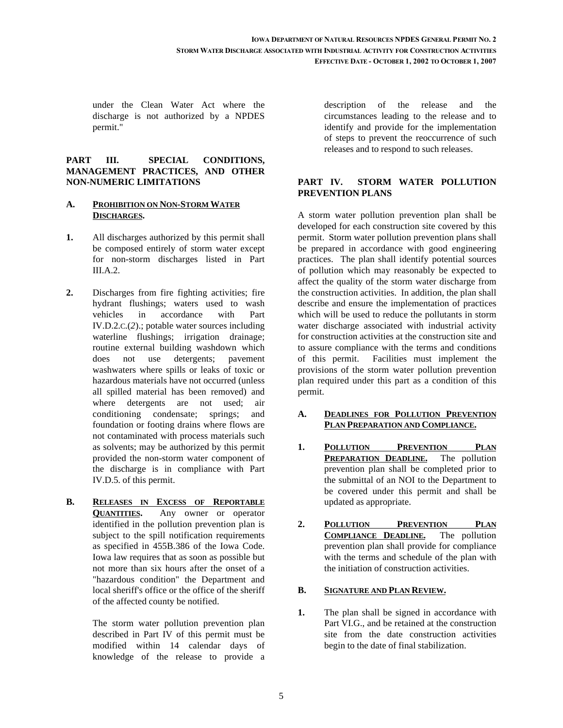under the Clean Water Act where the discharge is not authorized by a NPDES permit."

## PART III. SPECIAL CONDITIONS, MANAGEMENT PRACTICES, AND OTHER NON-NUMERIC LIMITATIONS

### A. PROHIBITION ON NON-STORM WATER DISCHARGES.

**1.** All discharges authorized by this permit shall be composed entirely of storm water except for non-storm discharges listed in Part III.A.2.

**2.** Discharges from fire fighting activities; fire hydrant flushings; waters used to wash vehicles in accordance with Part IV.D.2.C.(*2*).; potable water sources including waterline flushings; irrigation drainage; routine external building washdown which does not use detergents; pavement washwaters where spills or leaks of toxic or hazardous materials have not occurred (unless all spilled material has been removed) and where detergents are not used; air conditioning condensate; springs; and foundation or footing drains where flows are not contaminated with process materials such as solvents; may be authorized by this permit provided the non-storm water component of the discharge is in compliance with Part IV.D.5. of this permit.

### B. RELEASES IN EXCESS OF REPORTABLE QUANTITIES.

Any owner or operator identified in the pollution prevention plan is subject to the spill notification requirements as specified in 455B.386 of the Iowa Code. Iowa law requires that as soon as possible but not more than six hours after the onset of a "hazardous condition" the Department and local sheriff's office or the office of the sheriff of the affected county be notified.

The storm water pollution prevention plan described in Part IV of this permit must be modified within 14 calendar days of knowledge of the release to provide a description of the release and the circumstances leading to the release and to identify and provide for the implementation of steps to prevent the reoccurrence of such releases and to respond to such releases.

## PART IV. STORM WATER POLLUTION PREVENTION PLANS

A storm water pollution prevention plan shall be developed for each construction site covered by this permit. Storm water pollution prevention plans shall be prepared in accordance with good engineering practices. The plan shall identify potential sources of pollution which may reasonably be expected to affect the quality of the storm water discharge from the construction activities. In addition, the plan shall describe and ensure the implementation of practices which will be used to reduce the pollutants in storm water discharge associated with industrial activity for construction activities at the construction site and to assure compliance with the terms and conditions of this permit. Facilities must implement the provisions of the storm water pollution prevention plan required under this part as a condition of this permit.

### A. DEADLINES FOR POLLUTION PREVENTION PLAN PREPARATION AND COMPLIANCE.

**1. POLLUTION PREVENTION PLAN PREPARATION DEADLINE.** The pollution prevention plan shall be completed prior to the submittal of an NOI to the Department to be covered under this permit and shall be updated as appropriate.

**2. POLLUTION PREVENTION PLAN COMPLIANCE DEADLINE.** The pollution prevention plan shall provide for compliance with the terms and schedule of the plan with the initiation of construction activities.

### B. SIGNATURE AND PLAN REVIEW.

**1.** The plan shall be signed in accordance with Part VI.G., and be retained at the construction site from the date construction activities begin to the date of final stabilization.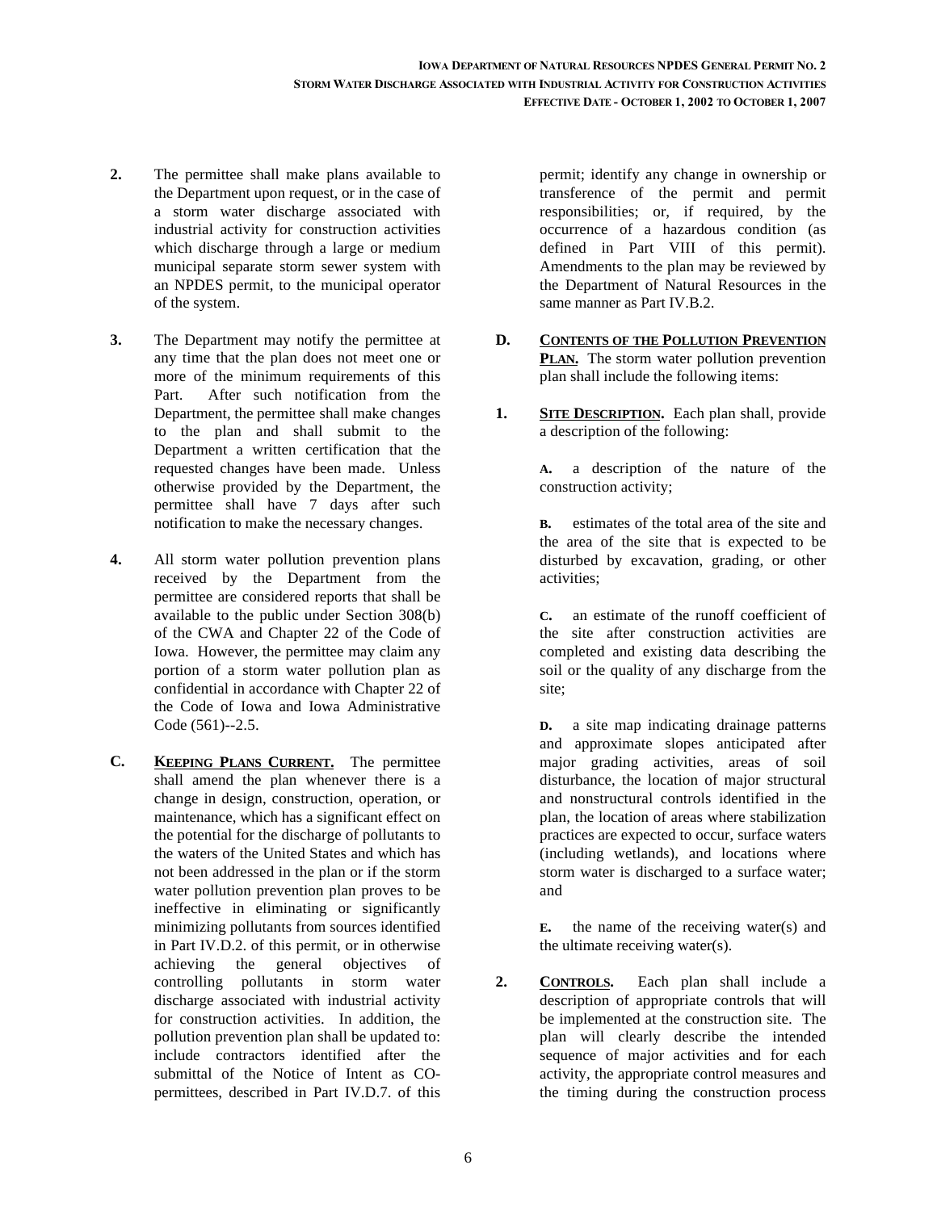**2.** The permittee shall make plans available to the Department upon request, or in the case of a storm water discharge associated with industrial activity for construction activities which discharge through a large or medium municipal separate storm sewer system with an NPDES permit, to the municipal operator of the system.

**3.** The Department may notify the permittee at any time that the plan does not meet one or more of the minimum requirements of this Part. After such notification from the Department, the permittee shall make changes to the plan and shall submit to the Department a written certification that the requested changes have been made. Unless otherwise provided by the Department, the permittee shall have 7 days after such notification to make the necessary changes.

**4.** All storm water pollution prevention plans received by the Department from the permittee are considered reports that shall be available to the public under Section 308(b) of the CWA and Chapter 22 of the Code of Iowa. However, the permittee may claim any portion of a storm water pollution plan as confidential in accordance with Chapter 22 of the Code of Iowa and Iowa Administrative Code (561)--2.5.

**C.** **KEEPING PLANS CURRENT.** The permittee shall amend the plan whenever there is a change in design, construction, operation, or maintenance, which has a significant effect on the potential for the discharge of pollutants to the waters of the United States and which has not been addressed in the plan or if the storm water pollution prevention plan proves to be ineffective in eliminating or significantly minimizing pollutants from sources identified in Part IV.D.2. of this permit, or in otherwise achieving the general objectives of controlling pollutants in storm water discharge associated with industrial activity for construction activities. In addition, the pollution prevention plan shall be updated to: include contractors identified after the submittal of the Notice of Intent as CO-permittees, described in Part IV.D.7. of this permit; identify any change in ownership or transference of the permit and permit responsibilities; or, if required, by the occurrence of a hazardous condition (as defined in Part VIII of this permit). Amendments to the plan may be reviewed by the Department of Natural Resources in the same manner as Part IV.B.2.

**D.** **CONTENTS OF THE POLLUTION PREVENTION PLAN.** The storm water pollution prevention plan shall include the following items:

**1.** **SITE DESCRIPTION.** Each plan shall, provide a description of the following:

**A.** a description of the nature of the construction activity;

**B.** estimates of the total area of the site and the area of the site that is expected to be disturbed by excavation, grading, or other activities;

**C.** an estimate of the runoff coefficient of the site after construction activities are completed and existing data describing the soil or the quality of any discharge from the site;

**D.** a site map indicating drainage patterns and approximate slopes anticipated after major grading activities, areas of soil disturbance, the location of major structural and nonstructural controls identified in the plan, the location of areas where stabilization practices are expected to occur, surface waters (including wetlands), and locations where storm water is discharged to a surface water; and

**E.** the name of the receiving water(s) and the ultimate receiving water(s).

**2.** **CONTROLS.** Each plan shall include a description of appropriate controls that will be implemented at the construction site. The plan will clearly describe the intended sequence of major activities and for each activity, the appropriate control measures and the timing during the construction process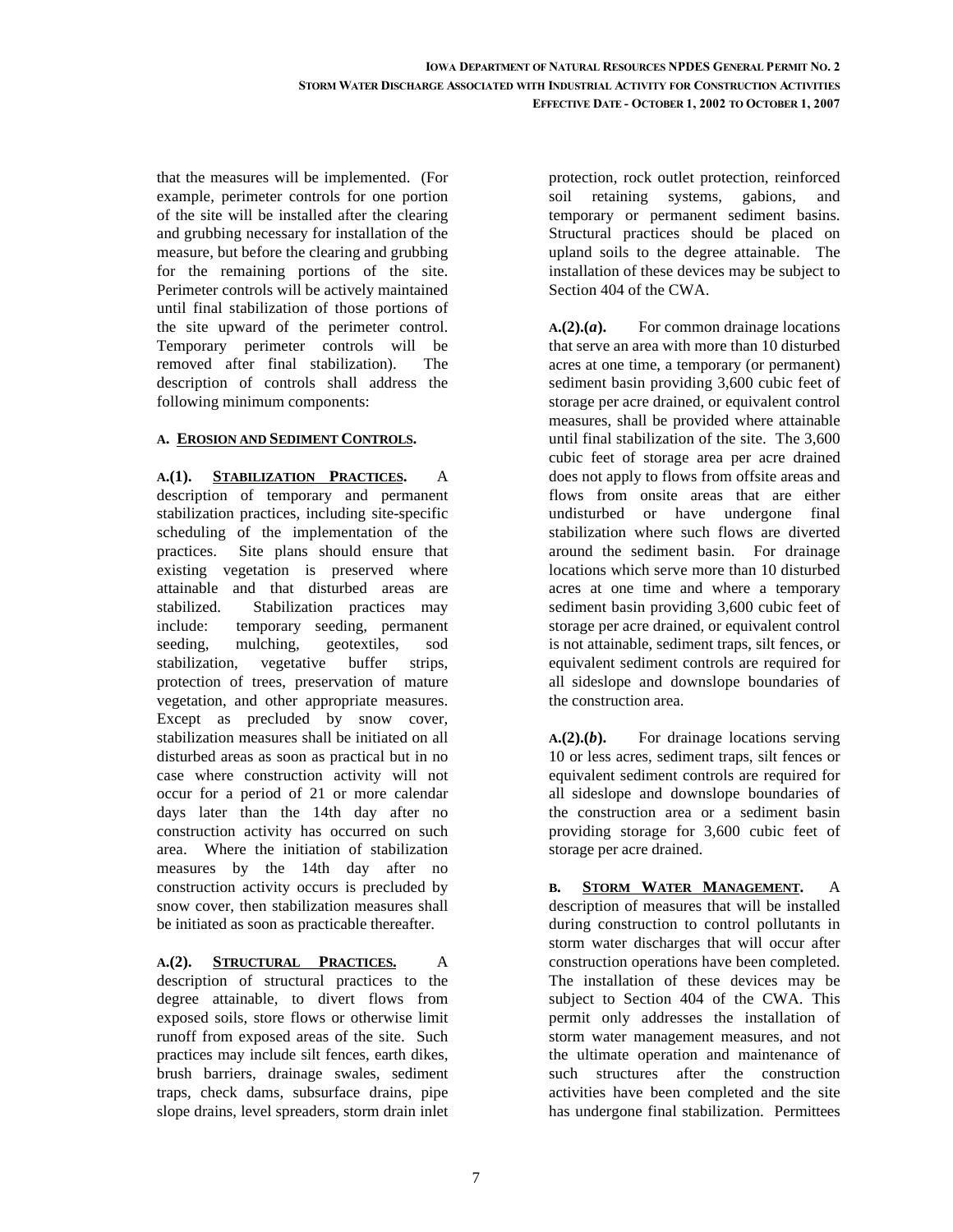that the measures will be implemented. (For example, perimeter controls for one portion of the site will be installed after the clearing and grubbing necessary for installation of the measure, but before the clearing and grubbing for the remaining portions of the site. Perimeter controls will be actively maintained until final stabilization of those portions of the site upward of the perimeter control. Temporary perimeter controls will be removed after final stabilization). The description of controls shall address the following minimum components:

**A. EROSION AND SEDIMENT CONTROLS.**

**A.(1). STABILIZATION PRACTICES.** A description of temporary and permanent stabilization practices, including site-specific scheduling of the implementation of the practices. Site plans should ensure that existing vegetation is preserved where attainable and that disturbed areas are stabilized. Stabilization practices may include: temporary seeding, permanent seeding, mulching, geotextiles, sod stabilization, vegetative buffer strips, protection of trees, preservation of mature vegetation, and other appropriate measures. Except as precluded by snow cover, stabilization measures shall be initiated on all disturbed areas as soon as practical but in no case where construction activity will not occur for a period of 21 or more calendar days later than the 14th day after no construction activity has occurred on such area. Where the initiation of stabilization measures by the 14th day after no construction activity occurs is precluded by snow cover, then stabilization measures shall be initiated as soon as practicable thereafter.

**A.(2). STRUCTURAL PRACTICES.** A description of structural practices to the degree attainable, to divert flows from exposed soils, store flows or otherwise limit runoff from exposed areas of the site. Such practices may include silt fences, earth dikes, brush barriers, drainage swales, sediment traps, check dams, subsurface drains, pipe slope drains, level spreaders, storm drain inlet protection, rock outlet protection, reinforced soil retaining systems, gabions, and temporary or permanent sediment basins. Structural practices should be placed on upland soils to the degree attainable. The installation of these devices may be subject to Section 404 of the CWA.

**A.(2).(*a*).** For common drainage locations that serve an area with more than 10 disturbed acres at one time, a temporary (or permanent) sediment basin providing 3,600 cubic feet of storage per acre drained, or equivalent control measures, shall be provided where attainable until final stabilization of the site. The 3,600 cubic feet of storage area per acre drained does not apply to flows from offsite areas and flows from onsite areas that are either undisturbed or have undergone final stabilization where such flows are diverted around the sediment basin. For drainage locations which serve more than 10 disturbed acres at one time and where a temporary sediment basin providing 3,600 cubic feet of storage per acre drained, or equivalent control is not attainable, sediment traps, silt fences, or equivalent sediment controls are required for all sideslope and downslope boundaries of the construction area.

**A.(2).(*b*).** For drainage locations serving 10 or less acres, sediment traps, silt fences or equivalent sediment controls are required for all sideslope and downslope boundaries of the construction area or a sediment basin providing storage for 3,600 cubic feet of storage per acre drained.

**B. STORM WATER MANAGEMENT.** A description of measures that will be installed during construction to control pollutants in storm water discharges that will occur after construction operations have been completed. The installation of these devices may be subject to Section 404 of the CWA. This permit only addresses the installation of storm water management measures, and not the ultimate operation and maintenance of such structures after the construction activities have been completed and the site has undergone final stabilization. Permittees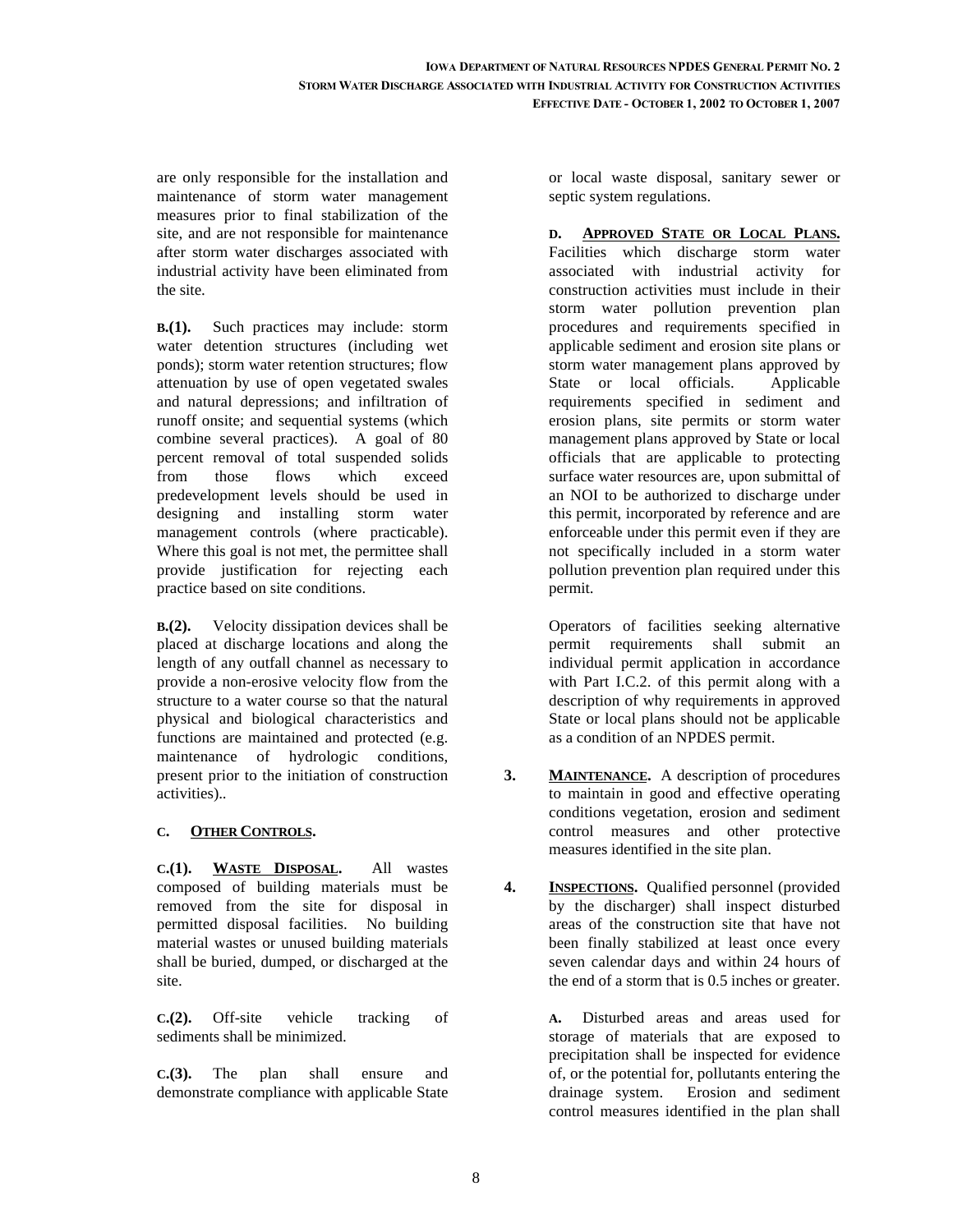are only responsible for the installation and maintenance of storm water management measures prior to final stabilization of the site, and are not responsible for maintenance after storm water discharges associated with industrial activity have been eliminated from the site.

**B.(1).** Such practices may include: storm water detention structures (including wet ponds); storm water retention structures; flow attenuation by use of open vegetated swales and natural depressions; and infiltration of runoff onsite; and sequential systems (which combine several practices). A goal of 80 percent removal of total suspended solids from those flows which exceed predevelopment levels should be used in designing and installing storm water management controls (where practicable). Where this goal is not met, the permittee shall provide justification for rejecting each practice based on site conditions.

**B.(2).** Velocity dissipation devices shall be placed at discharge locations and along the length of any outfall channel as necessary to provide a non-erosive velocity flow from the structure to a water course so that the natural physical and biological characteristics and functions are maintained and protected (e.g. maintenance of hydrologic conditions, present prior to the initiation of construction activities)..

**C. OTHER CONTROLS.**

**C.(1). WASTE DISPOSAL.** All wastes composed of building materials must be removed from the site for disposal in permitted disposal facilities. No building material wastes or unused building materials shall be buried, dumped, or discharged at the site.

**C.(2).** Off-site vehicle tracking of sediments shall be minimized.

**C.(3).** The plan shall ensure and demonstrate compliance with applicable State or local waste disposal, sanitary sewer or septic system regulations.

**D. APPROVED STATE OR LOCAL PLANS.** Facilities which discharge storm water associated with industrial activity for construction activities must include in their storm water pollution prevention plan procedures and requirements specified in applicable sediment and erosion site plans or storm water management plans approved by State or local officials. Applicable requirements specified in sediment and erosion plans, site permits or storm water management plans approved by State or local officials that are applicable to protecting surface water resources are, upon submittal of an NOI to be authorized to discharge under this permit, incorporated by reference and are enforceable under this permit even if they are not specifically included in a storm water pollution prevention plan required under this permit.

Operators of facilities seeking alternative permit requirements shall submit an individual permit application in accordance with Part I.C.2. of this permit along with a description of why requirements in approved State or local plans should not be applicable as a condition of an NPDES permit.

**3. MAINTENANCE.** A description of procedures to maintain in good and effective operating conditions vegetation, erosion and sediment control measures and other protective measures identified in the site plan.

**4. INSPECTIONS.** Qualified personnel (provided by the discharger) shall inspect disturbed areas of the construction site that have not been finally stabilized at least once every seven calendar days and within 24 hours of the end of a storm that is 0.5 inches or greater.

**A.** Disturbed areas and areas used for storage of materials that are exposed to precipitation shall be inspected for evidence of, or the potential for, pollutants entering the drainage system. Erosion and sediment control measures identified in the plan shall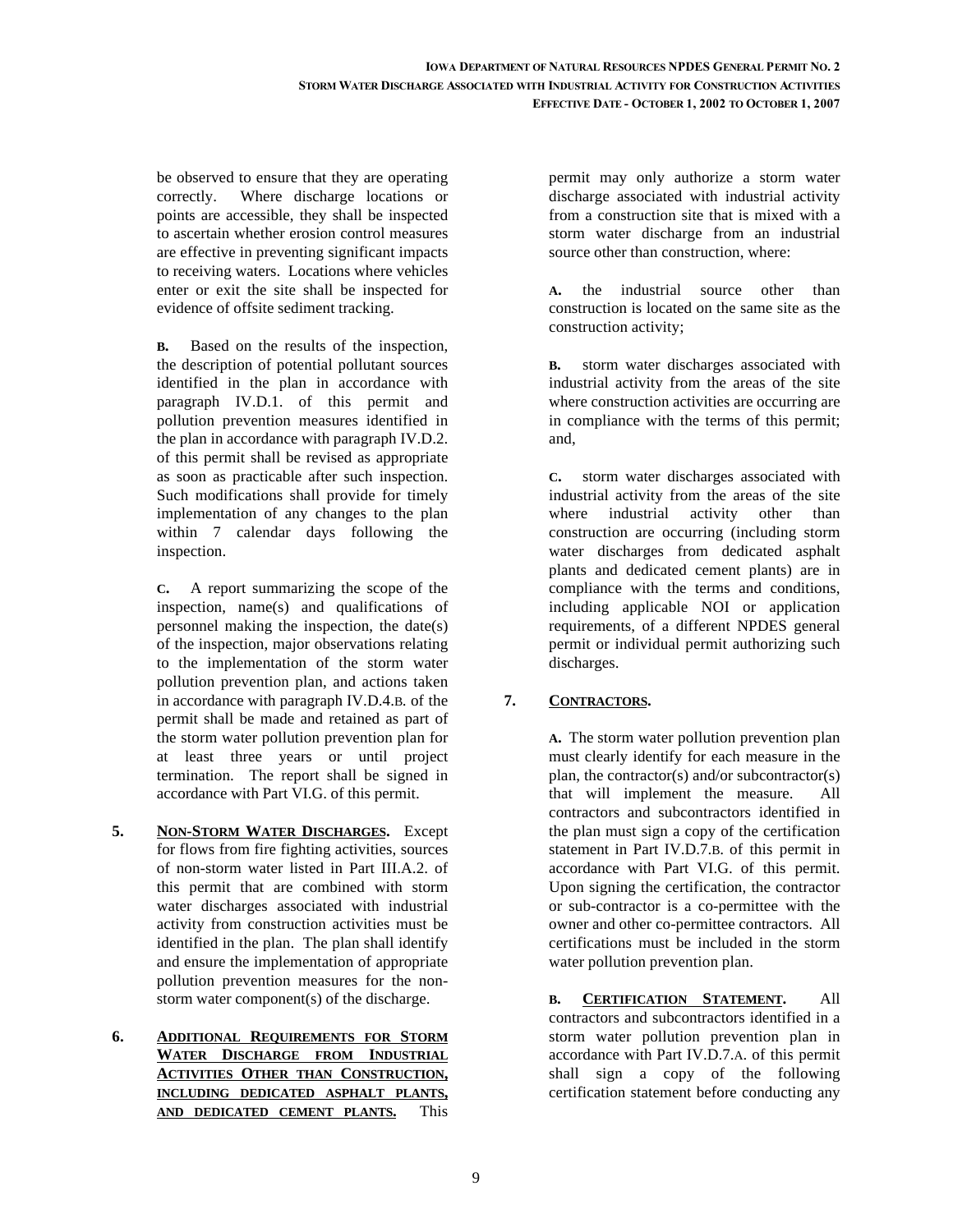be observed to ensure that they are operating correctly. Where discharge locations or points are accessible, they shall be inspected to ascertain whether erosion control measures are effective in preventing significant impacts to receiving waters. Locations where vehicles enter or exit the site shall be inspected for evidence of offsite sediment tracking.

**B.** Based on the results of the inspection, the description of potential pollutant sources identified in the plan in accordance with paragraph IV.D.1. of this permit and pollution prevention measures identified in the plan in accordance with paragraph IV.D.2. of this permit shall be revised as appropriate as soon as practicable after such inspection. Such modifications shall provide for timely implementation of any changes to the plan within 7 calendar days following the inspection.

**C.** A report summarizing the scope of the inspection, name(s) and qualifications of personnel making the inspection, the date(s) of the inspection, major observations relating to the implementation of the storm water pollution prevention plan, and actions taken in accordance with paragraph IV.D.4.B. of the permit shall be made and retained as part of the storm water pollution prevention plan for at least three years or until project termination. The report shall be signed in accordance with Part VI.G. of this permit.

**5. NON-STORM WATER DISCHARGES.** Except for flows from fire fighting activities, sources of non-storm water listed in Part III.A.2. of this permit that are combined with storm water discharges associated with industrial activity from construction activities must be identified in the plan. The plan shall identify and ensure the implementation of appropriate pollution prevention measures for the non-storm water component(s) of the discharge.

**6. ADDITIONAL REQUIREMENTS FOR STORM WATER DISCHARGE FROM INDUSTRIAL ACTIVITIES OTHER THAN CONSTRUCTION, INCLUDING DEDICATED ASPHALT PLANTS, AND DEDICATED CEMENT PLANTS.** This permit may only authorize a storm water discharge associated with industrial activity from a construction site that is mixed with a storm water discharge from an industrial source other than construction, where:

**A.** the industrial source other than construction is located on the same site as the construction activity;

**B.** storm water discharges associated with industrial activity from the areas of the site where construction activities are occurring are in compliance with the terms of this permit; and,

**C.** storm water discharges associated with industrial activity from the areas of the site where industrial activity other than construction are occurring (including storm water discharges from dedicated asphalt plants and dedicated cement plants) are in compliance with the terms and conditions, including applicable NOI or application requirements, of a different NPDES general permit or individual permit authorizing such discharges.

**7. CONTRACTORS.**

**A.** The storm water pollution prevention plan must clearly identify for each measure in the plan, the contractor(s) and/or subcontractor(s) that will implement the measure. All contractors and subcontractors identified in the plan must sign a copy of the certification statement in Part IV.D.7.B. of this permit in accordance with Part VI.G. of this permit. Upon signing the certification, the contractor or sub-contractor is a co-permittee with the owner and other co-permittee contractors. All certifications must be included in the storm water pollution prevention plan.

**B. CERTIFICATION STATEMENT.** All contractors and subcontractors identified in a storm water pollution prevention plan in accordance with Part IV.D.7.A. of this permit shall sign a copy of the following certification statement before conducting any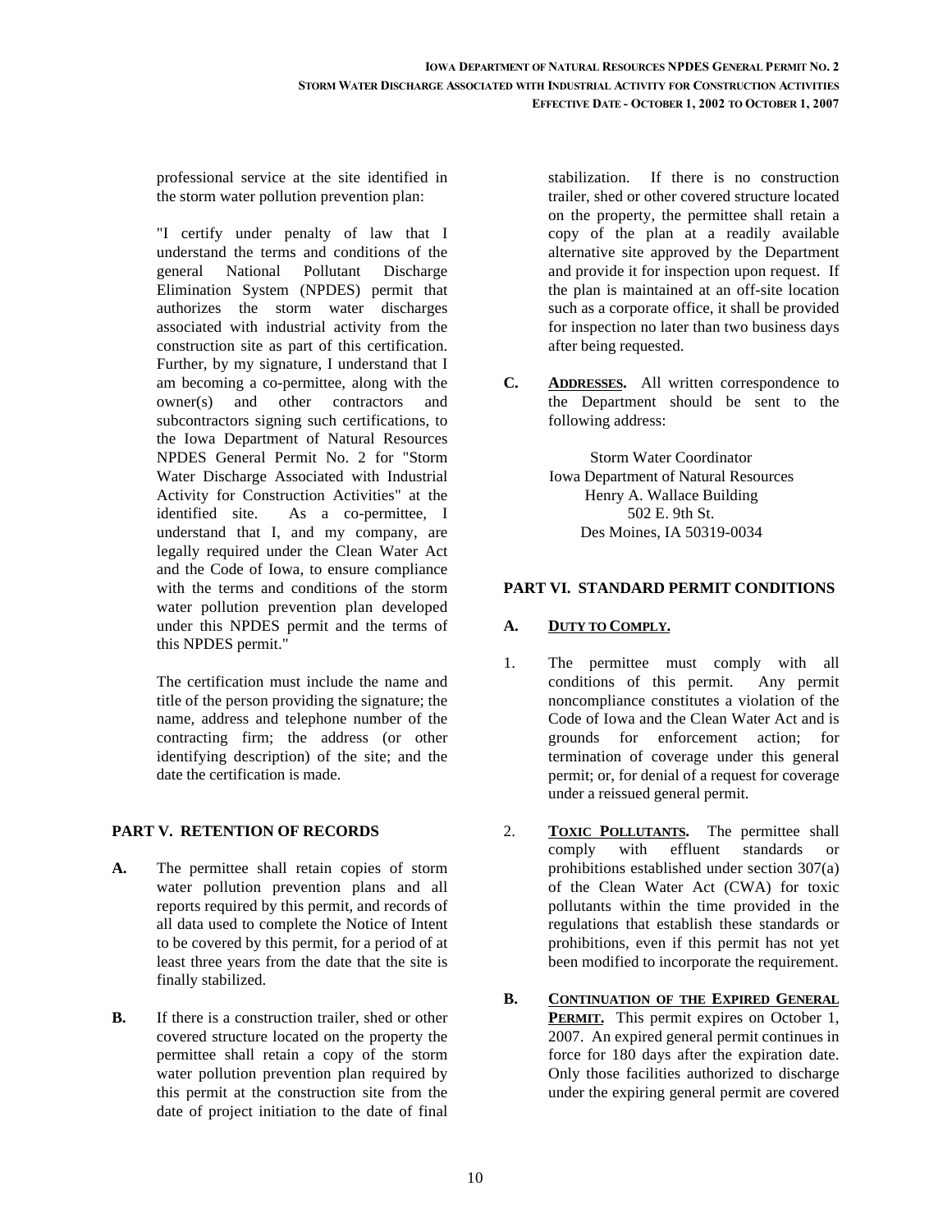professional service at the site identified in the storm water pollution prevention plan:

"I certify under penalty of law that I understand the terms and conditions of the general National Pollutant Discharge Elimination System (NPDES) permit that authorizes the storm water discharges associated with industrial activity from the construction site as part of this certification. Further, by my signature, I understand that I am becoming a co-permittee, along with the owner(s) and other contractors and subcontractors signing such certifications, to the Iowa Department of Natural Resources NPDES General Permit No. 2 for "Storm Water Discharge Associated with Industrial Activity for Construction Activities" at the identified site. As a co-permittee, I understand that I, and my company, are legally required under the Clean Water Act and the Code of Iowa, to ensure compliance with the terms and conditions of the storm water pollution prevention plan developed under this NPDES permit and the terms of this NPDES permit."

The certification must include the name and title of the person providing the signature; the name, address and telephone number of the contracting firm; the address (or other identifying description) of the site; and the date the certification is made.

## PART V. RETENTION OF RECORDS

**A.** The permittee shall retain copies of storm water pollution prevention plans and all reports required by this permit, and records of all data used to complete the Notice of Intent to be covered by this permit, for a period of at least three years from the date that the site is finally stabilized.

**B.** If there is a construction trailer, shed or other covered structure located on the property the permittee shall retain a copy of the storm water pollution prevention plan required by this permit at the construction site from the date of project initiation to the date of final stabilization. If there is no construction trailer, shed or other covered structure located on the property, the permittee shall retain a copy of the plan at a readily available alternative site approved by the Department and provide it for inspection upon request. If the plan is maintained at an off-site location such as a corporate office, it shall be provided for inspection no later than two business days after being requested.

**C.** **ADDRESSES.** All written correspondence to the Department should be sent to the following address:

Storm Water Coordinator
Iowa Department of Natural Resources
Henry A. Wallace Building
502 E. 9th St.
Des Moines, IA 50319-0034

## PART VI. STANDARD PERMIT CONDITIONS

**A.** **DUTY TO COMPLY.**

1. The permittee must comply with all conditions of this permit. Any permit noncompliance constitutes a violation of the Code of Iowa and the Clean Water Act and is grounds for enforcement action; for termination of coverage under this general permit; or, for denial of a request for coverage under a reissued general permit.

2. **TOXIC POLLUTANTS.** The permittee shall comply with effluent standards or prohibitions established under section 307(a) of the Clean Water Act (CWA) for toxic pollutants within the time provided in the regulations that establish these standards or prohibitions, even if this permit has not yet been modified to incorporate the requirement.

**B.** **CONTINUATION OF THE EXPIRED GENERAL PERMIT.** This permit expires on October 1, 2007. An expired general permit continues in force for 180 days after the expiration date. Only those facilities authorized to discharge under the expiring general permit are covered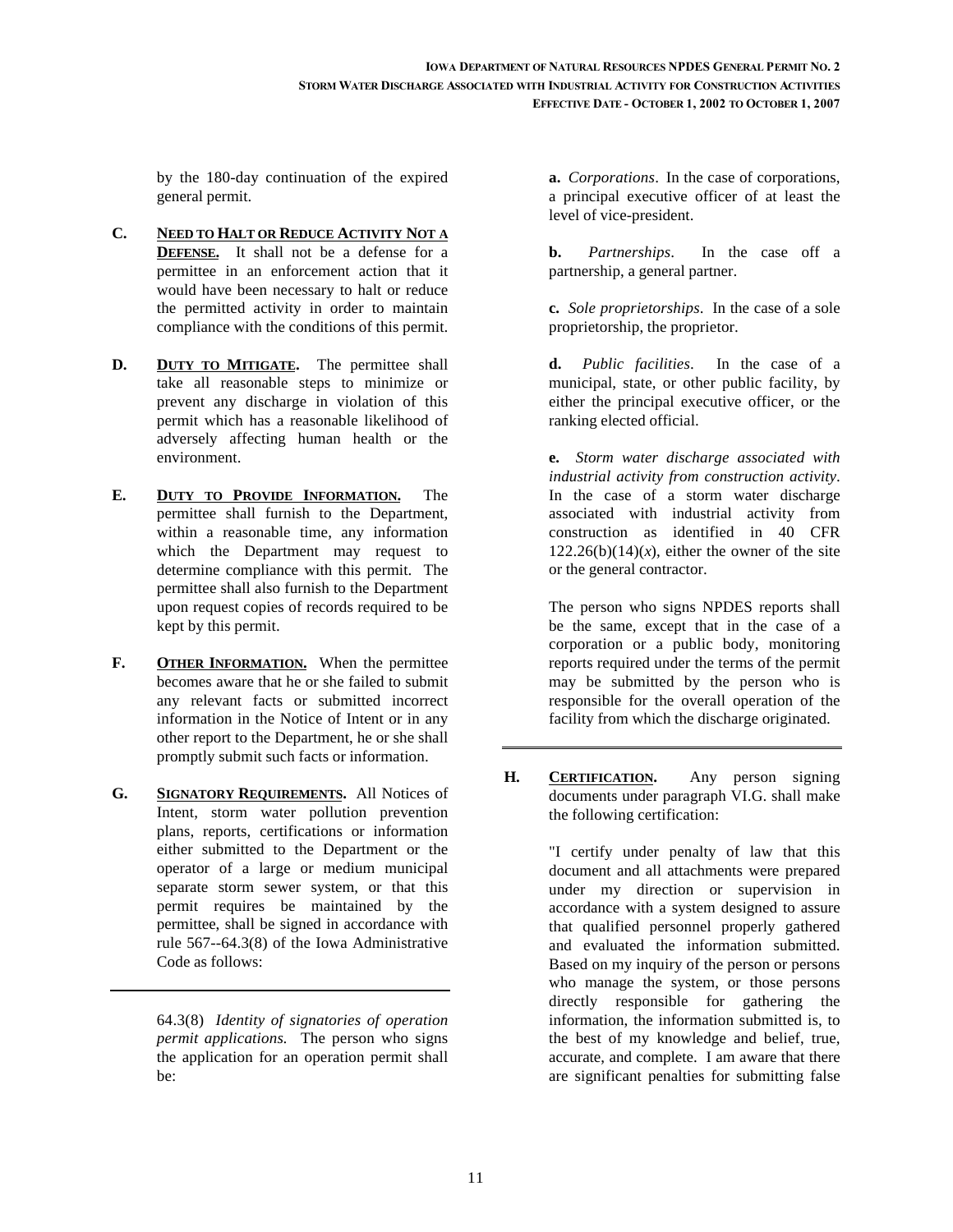by the 180-day continuation of the expired general permit.

**C. <u>NEED TO HALT OR REDUCE ACTIVITY NOT A DEFENSE</u>.** It shall not be a defense for a permittee in an enforcement action that it would have been necessary to halt or reduce the permitted activity in order to maintain compliance with the conditions of this permit.

**D. <u>DUTY TO MITIGATE</u>.** The permittee shall take all reasonable steps to minimize or prevent any discharge in violation of this permit which has a reasonable likelihood of adversely affecting human health or the environment.

**E. <u>DUTY TO PROVIDE INFORMATION</u>.** The permittee shall furnish to the Department, within a reasonable time, any information which the Department may request to determine compliance with this permit. The permittee shall also furnish to the Department upon request copies of records required to be kept by this permit.

**F. <u>OTHER INFORMATION</u>.** When the permittee becomes aware that he or she failed to submit any relevant facts or submitted incorrect information in the Notice of Intent or in any other report to the Department, he or she shall promptly submit such facts or information.

**G. <u>SIGNATORY REQUIREMENTS</u>.** All Notices of Intent, storm water pollution prevention plans, reports, certifications or information either submitted to the Department or the operator of a large or medium municipal separate storm sewer system, or that this permit requires be maintained by the permittee, shall be signed in accordance with rule 567--64.3(8) of the Iowa Administrative Code as follows:

---

64.3(8) *Identity of signatories of operation permit applications.* The person who signs the application for an operation permit shall be:

**a.** *Corporations*. In the case of corporations, a principal executive officer of at least the level of vice-president.

**b.** *Partnerships*. In the case off a partnership, a general partner.

**c.** *Sole proprietorships*. In the case of a sole proprietorship, the proprietor.

**d.** *Public facilities*. In the case of a municipal, state, or other public facility, by either the principal executive officer, or the ranking elected official.

**e.** *Storm water discharge associated with industrial activity from construction activity*. In the case of a storm water discharge associated with industrial activity from construction as identified in 40 CFR 122.26(b)(14)(*x*), either the owner of the site or the general contractor.

The person who signs NPDES reports shall be the same, except that in the case of a corporation or a public body, monitoring reports required under the terms of the permit may be submitted by the person who is responsible for the overall operation of the facility from which the discharge originated.

---

**H. <u>CERTIFICATION</u>.** Any person signing documents under paragraph VI.G. shall make the following certification:

"I certify under penalty of law that this document and all attachments were prepared under my direction or supervision in accordance with a system designed to assure that qualified personnel properly gathered and evaluated the information submitted. Based on my inquiry of the person or persons who manage the system, or those persons directly responsible for gathering the information, the information submitted is, to the best of my knowledge and belief, true, accurate, and complete. I am aware that there are significant penalties for submitting false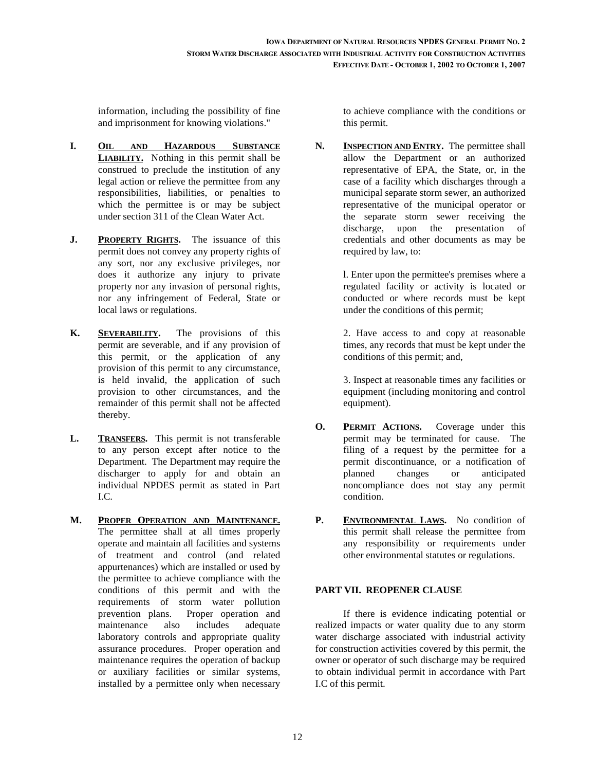information, including the possibility of fine and imprisonment for knowing violations."

**I. OIL AND HAZARDOUS SUBSTANCE LIABILITY.** Nothing in this permit shall be construed to preclude the institution of any legal action or relieve the permittee from any responsibilities, liabilities, or penalties to which the permittee is or may be subject under section 311 of the Clean Water Act.

**J. PROPERTY RIGHTS.** The issuance of this permit does not convey any property rights of any sort, nor any exclusive privileges, nor does it authorize any injury to private property nor any invasion of personal rights, nor any infringement of Federal, State or local laws or regulations.

**K. SEVERABILITY.** The provisions of this permit are severable, and if any provision of this permit, or the application of any provision of this permit to any circumstance, is held invalid, the application of such provision to other circumstances, and the remainder of this permit shall not be affected thereby.

**L. TRANSFERS.** This permit is not transferable to any person except after notice to the Department. The Department may require the discharger to apply for and obtain an individual NPDES permit as stated in Part I.C.

**M. PROPER OPERATION AND MAINTENANCE.** The permittee shall at all times properly operate and maintain all facilities and systems of treatment and control (and related appurtenances) which are installed or used by the permittee to achieve compliance with the conditions of this permit and with the requirements of storm water pollution prevention plans. Proper operation and maintenance also includes adequate laboratory controls and appropriate quality assurance procedures. Proper operation and maintenance requires the operation of backup or auxiliary facilities or similar systems, installed by a permittee only when necessary to achieve compliance with the conditions or this permit.

**N. INSPECTION AND ENTRY.** The permittee shall allow the Department or an authorized representative of EPA, the State, or, in the case of a facility which discharges through a municipal separate storm sewer, an authorized representative of the municipal operator or the separate storm sewer receiving the discharge, upon the presentation of credentials and other documents as may be required by law, to:

l. Enter upon the permittee's premises where a regulated facility or activity is located or conducted or where records must be kept under the conditions of this permit;

2. Have access to and copy at reasonable times, any records that must be kept under the conditions of this permit; and,

3. Inspect at reasonable times any facilities or equipment (including monitoring and control equipment).

**O. PERMIT ACTIONS.** Coverage under this permit may be terminated for cause. The filing of a request by the permittee for a permit discontinuance, or a notification of planned changes or anticipated noncompliance does not stay any permit condition.

**P. ENVIRONMENTAL LAWS.** No condition of this permit shall release the permittee from any responsibility or requirements under other environmental statutes or regulations.

## PART VII. REOPENER CLAUSE

If there is evidence indicating potential or realized impacts or water quality due to any storm water discharge associated with industrial activity for construction activities covered by this permit, the owner or operator of such discharge may be required to obtain individual permit in accordance with Part I.C of this permit.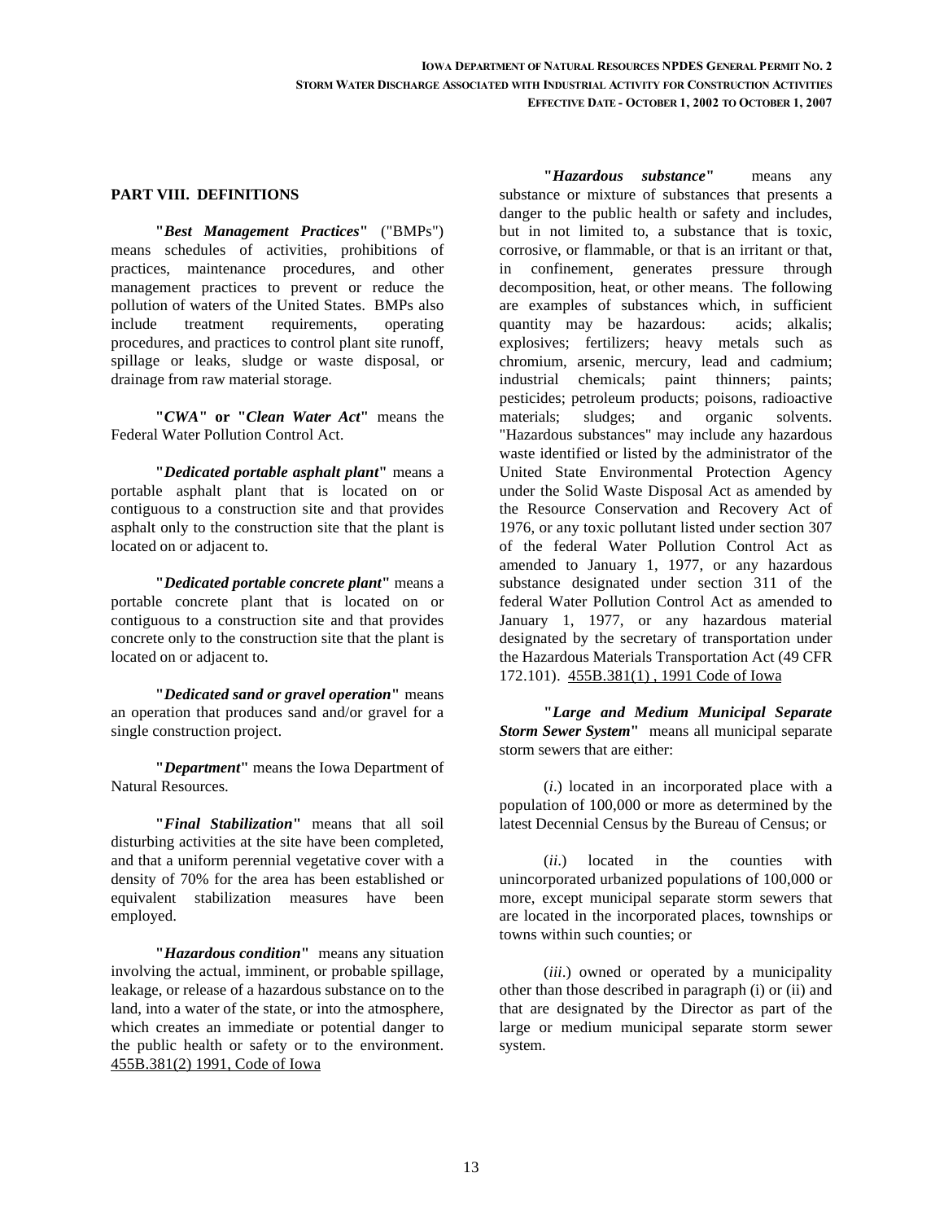## PART VIII. DEFINITIONS

**"*Best Management Practices*"** ("BMPs") means schedules of activities, prohibitions of practices, maintenance procedures, and other management practices to prevent or reduce the pollution of waters of the United States. BMPs also include treatment requirements, operating procedures, and practices to control plant site runoff, spillage or leaks, sludge or waste disposal, or drainage from raw material storage.

**"*CWA*" or "*Clean Water Act*"** means the Federal Water Pollution Control Act.

**"*Dedicated portable asphalt plant*"** means a portable asphalt plant that is located on or contiguous to a construction site and that provides asphalt only to the construction site that the plant is located on or adjacent to.

**"*Dedicated portable concrete plant*"** means a portable concrete plant that is located on or contiguous to a construction site and that provides concrete only to the construction site that the plant is located on or adjacent to.

**"*Dedicated sand or gravel operation*"** means an operation that produces sand and/or gravel for a single construction project.

**"*Department*"** means the Iowa Department of Natural Resources.

**"*Final Stabilization*"** means that all soil disturbing activities at the site have been completed, and that a uniform perennial vegetative cover with a density of 70% for the area has been established or equivalent stabilization measures have been employed.

**"*Hazardous condition*"** means any situation involving the actual, imminent, or probable spillage, leakage, or release of a hazardous substance on to the land, into a water of the state, or into the atmosphere, which creates an immediate or potential danger to the public health or safety or to the environment. 455B.381(2) 1991, Code of Iowa

**"*Hazardous substance*"** means any substance or mixture of substances that presents a danger to the public health or safety and includes, but in not limited to, a substance that is toxic, corrosive, or flammable, or that is an irritant or that, in confinement, generates pressure through decomposition, heat, or other means. The following are examples of substances which, in sufficient quantity may be hazardous: acids; alkalis; explosives; fertilizers; heavy metals such as chromium, arsenic, mercury, lead and cadmium; industrial chemicals; paint thinners; paints; pesticides; petroleum products; poisons, radioactive materials; sludges; and organic solvents. "Hazardous substances" may include any hazardous waste identified or listed by the administrator of the United State Environmental Protection Agency under the Solid Waste Disposal Act as amended by the Resource Conservation and Recovery Act of 1976, or any toxic pollutant listed under section 307 of the federal Water Pollution Control Act as amended to January 1, 1977, or any hazardous substance designated under section 311 of the federal Water Pollution Control Act as amended to January 1, 1977, or any hazardous material designated by the secretary of transportation under the Hazardous Materials Transportation Act (49 CFR 172.101). 455B.381(1) , 1991 Code of Iowa

**"*Large and Medium Municipal Separate Storm Sewer System*"** means all municipal separate storm sewers that are either:

(*i*.) located in an incorporated place with a population of 100,000 or more as determined by the latest Decennial Census by the Bureau of Census; or

(*ii*.) located in the counties with unincorporated urbanized populations of 100,000 or more, except municipal separate storm sewers that are located in the incorporated places, townships or towns within such counties; or

(*iii*.) owned or operated by a municipality other than those described in paragraph (i) or (ii) and that are designated by the Director as part of the large or medium municipal separate storm sewer system.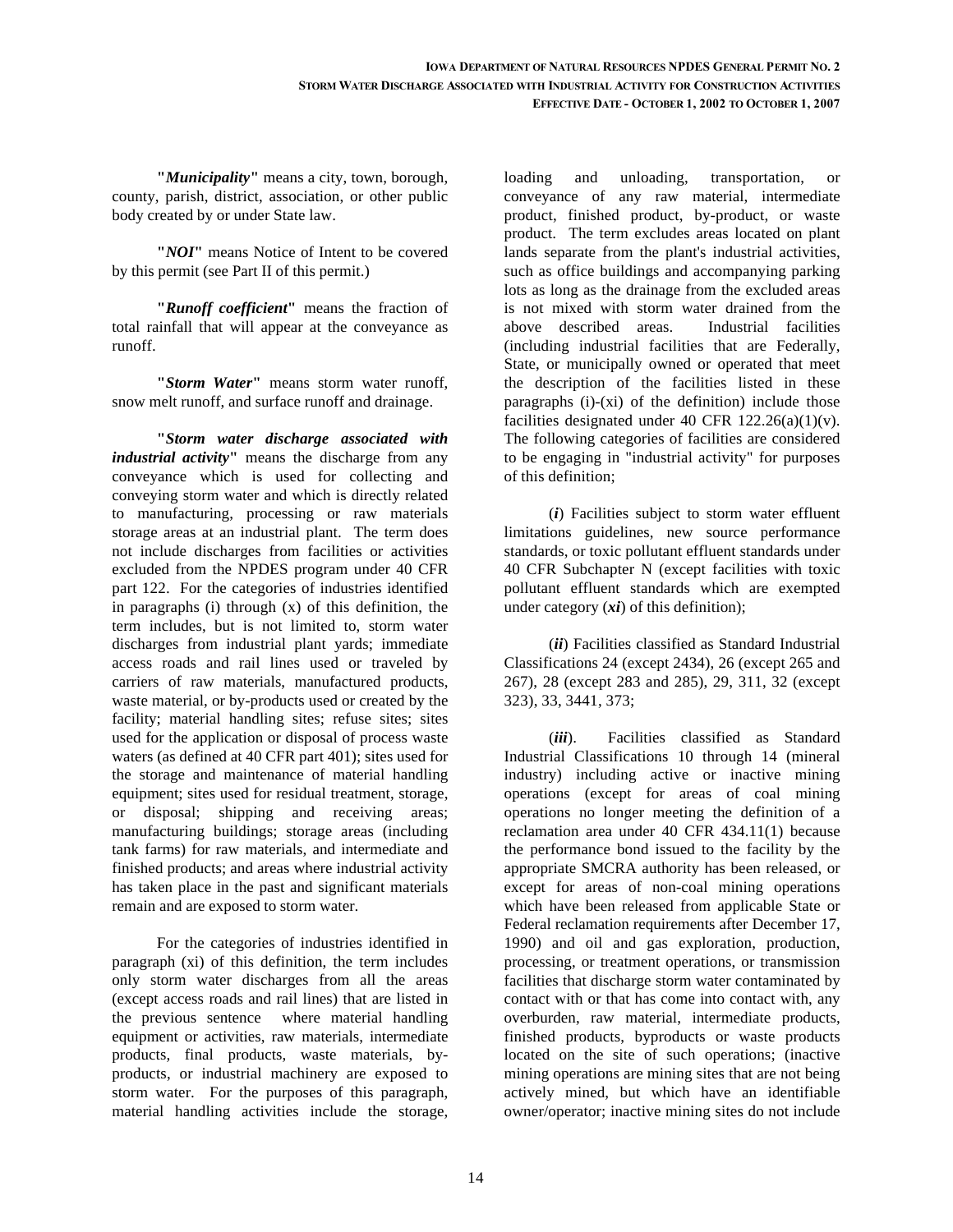"***Municipality***" means a city, town, borough, county, parish, district, association, or other public body created by or under State law.

"***NOI***" means Notice of Intent to be covered by this permit (see Part II of this permit.)

"***Runoff coefficient***" means the fraction of total rainfall that will appear at the conveyance as runoff.

"***Storm Water***" means storm water runoff, snow melt runoff, and surface runoff and drainage.

"***Storm water discharge associated with industrial activity***" means the discharge from any conveyance which is used for collecting and conveying storm water and which is directly related to manufacturing, processing or raw materials storage areas at an industrial plant. The term does not include discharges from facilities or activities excluded from the NPDES program under 40 CFR part 122. For the categories of industries identified in paragraphs (i) through (x) of this definition, the term includes, but is not limited to, storm water discharges from industrial plant yards; immediate access roads and rail lines used or traveled by carriers of raw materials, manufactured products, waste material, or by-products used or created by the facility; material handling sites; refuse sites; sites used for the application or disposal of process waste waters (as defined at 40 CFR part 401); sites used for the storage and maintenance of material handling equipment; sites used for residual treatment, storage, or disposal; shipping and receiving areas; manufacturing buildings; storage areas (including tank farms) for raw materials, and intermediate and finished products; and areas where industrial activity has taken place in the past and significant materials remain and are exposed to storm water.

For the categories of industries identified in paragraph (xi) of this definition, the term includes only storm water discharges from all the areas (except access roads and rail lines) that are listed in the previous sentence where material handling equipment or activities, raw materials, intermediate products, final products, waste materials, by-products, or industrial machinery are exposed to storm water. For the purposes of this paragraph, material handling activities include the storage, loading and unloading, transportation, or conveyance of any raw material, intermediate product, finished product, by-product, or waste product. The term excludes areas located on plant lands separate from the plant's industrial activities, such as office buildings and accompanying parking lots as long as the drainage from the excluded areas is not mixed with storm water drained from the above described areas. Industrial facilities (including industrial facilities that are Federally, State, or municipally owned or operated that meet the description of the facilities listed in these paragraphs (i)-(xi) of the definition) include those facilities designated under 40 CFR 122.26(a)(1)(v). The following categories of facilities are considered to be engaging in "industrial activity" for purposes of this definition;

(***i***) Facilities subject to storm water effluent limitations guidelines, new source performance standards, or toxic pollutant effluent standards under 40 CFR Subchapter N (except facilities with toxic pollutant effluent standards which are exempted under category (***xi***) of this definition);

(***ii***) Facilities classified as Standard Industrial Classifications 24 (except 2434), 26 (except 265 and 267), 28 (except 283 and 285), 29, 311, 32 (except 323), 33, 3441, 373;

(***iii***). Facilities classified as Standard Industrial Classifications 10 through 14 (mineral industry) including active or inactive mining operations (except for areas of coal mining operations no longer meeting the definition of a reclamation area under 40 CFR 434.11(1) because the performance bond issued to the facility by the appropriate SMCRA authority has been released, or except for areas of non-coal mining operations which have been released from applicable State or Federal reclamation requirements after December 17, 1990) and oil and gas exploration, production, processing, or treatment operations, or transmission facilities that discharge storm water contaminated by contact with or that has come into contact with, any overburden, raw material, intermediate products, finished products, byproducts or waste products located on the site of such operations; (inactive mining operations are mining sites that are not being actively mined, but which have an identifiable owner/operator; inactive mining sites do not include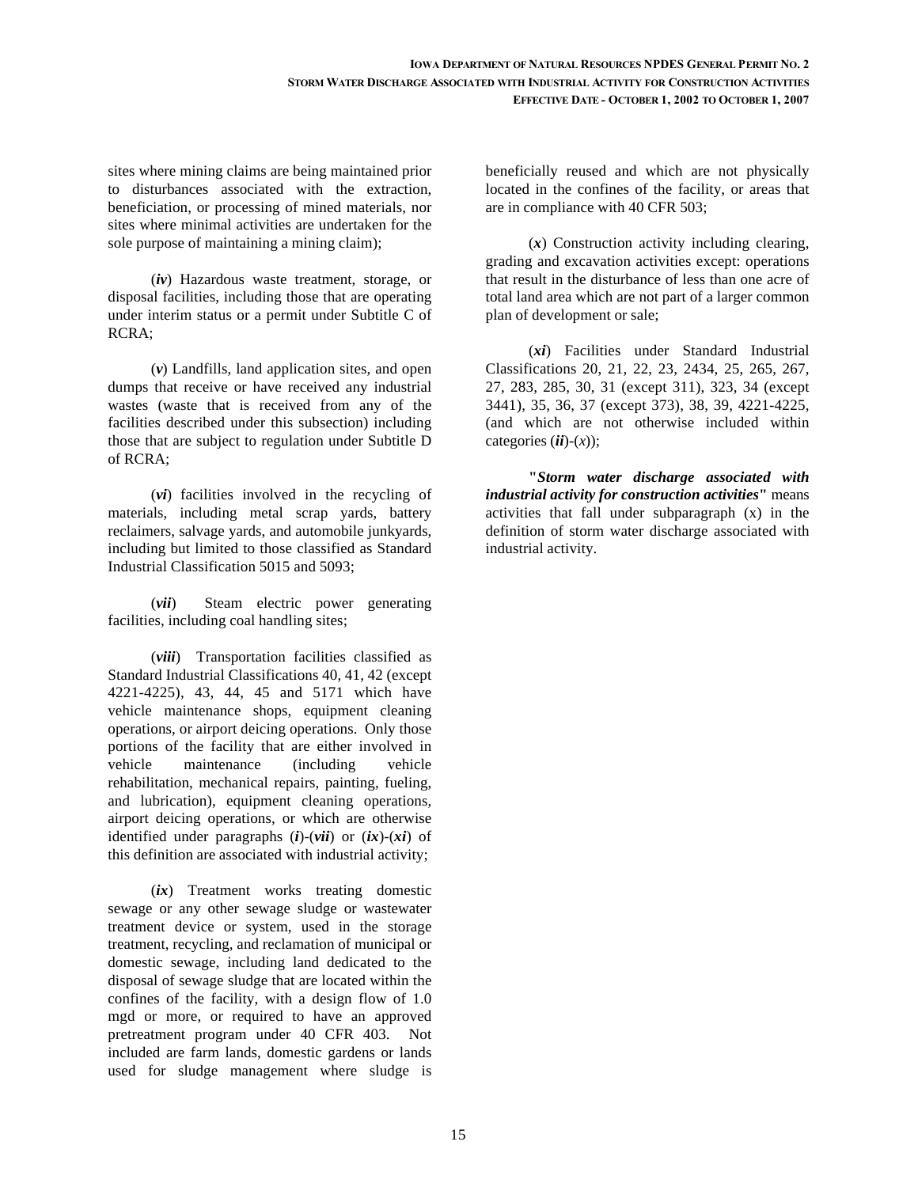sites where mining claims are being maintained prior to disturbances associated with the extraction, beneficiation, or processing of mined materials, nor sites where minimal activities are undertaken for the sole purpose of maintaining a mining claim);

(***iv***) Hazardous waste treatment, storage, or disposal facilities, including those that are operating under interim status or a permit under Subtitle C of RCRA;

(***v***) Landfills, land application sites, and open dumps that receive or have received any industrial wastes (waste that is received from any of the facilities described under this subsection) including those that are subject to regulation under Subtitle D of RCRA;

(***vi***) facilities involved in the recycling of materials, including metal scrap yards, battery reclaimers, salvage yards, and automobile junkyards, including but limited to those classified as Standard Industrial Classification 5015 and 5093;

(***vii***) Steam electric power generating facilities, including coal handling sites;

(***viii***) Transportation facilities classified as Standard Industrial Classifications 40, 41, 42 (except 4221-4225), 43, 44, 45 and 5171 which have vehicle maintenance shops, equipment cleaning operations, or airport deicing operations. Only those portions of the facility that are either involved in vehicle maintenance (including vehicle rehabilitation, mechanical repairs, painting, fueling, and lubrication), equipment cleaning operations, airport deicing operations, or which are otherwise identified under paragraphs (***i***)-(***vii***) or (***ix***)-(***xi***) of this definition are associated with industrial activity;

(***ix***) Treatment works treating domestic sewage or any other sewage sludge or wastewater treatment device or system, used in the storage treatment, recycling, and reclamation of municipal or domestic sewage, including land dedicated to the disposal of sewage sludge that are located within the confines of the facility, with a design flow of 1.0 mgd or more, or required to have an approved pretreatment program under 40 CFR 403. Not included are farm lands, domestic gardens or lands used for sludge management where sludge is beneficially reused and which are not physically located in the confines of the facility, or areas that are in compliance with 40 CFR 503;

(***x***) Construction activity including clearing, grading and excavation activities except: operations that result in the disturbance of less than one acre of total land area which are not part of a larger common plan of development or sale;

(***xi***) Facilities under Standard Industrial Classifications 20, 21, 22, 23, 2434, 25, 265, 267, 27, 283, 285, 30, 31 (except 311), 323, 34 (except 3441), 35, 36, 37 (except 373), 38, 39, 4221-4225, (and which are not otherwise included within categories (***ii***)-(*x*));

**"*Storm water discharge associated with industrial activity for construction activities*"** means activities that fall under subparagraph (x) in the definition of storm water discharge associated with industrial activity.